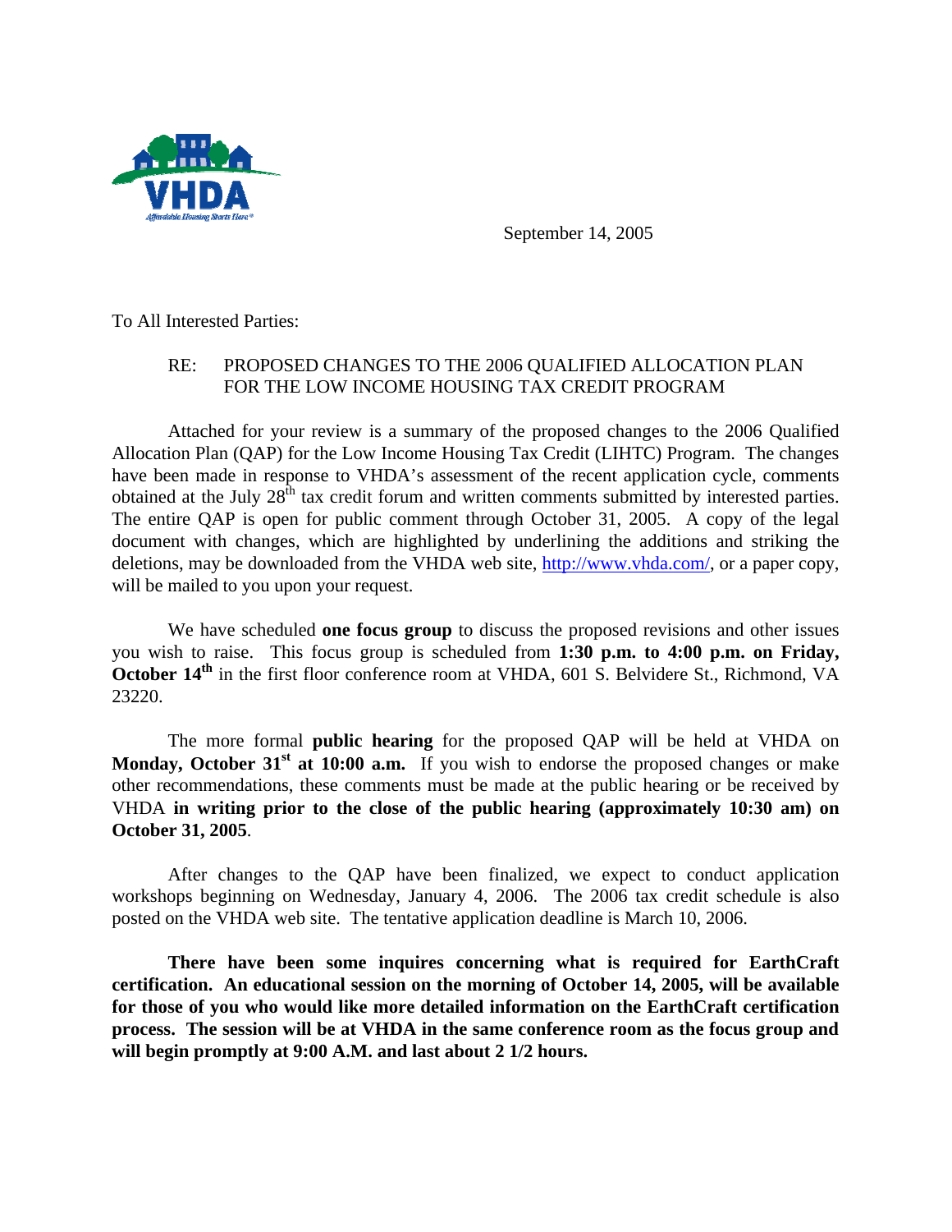VHDA

September 14, 2005

To All Interested Parties:

RE: PROPOSED CHANGES TO THE 2006 QUALIFIED ALLOCATION PLAN FOR THE LOW INCOME HOUSING TAX CREDIT PROGRAM

Attached for your review is a summary of the proposed changes to the 2006 Qualified Allocation Plan (QAP) for the Low Income Housing Tax Credit (LIHTC) Program. The changes have been made in response to VHDA's assessment of the recent application cycle, comments obtained at the July 28th tax credit forum and written comments submitted by interested parties. The entire QAP is open for public comment through October 31, 2005. A copy of the legal document with changes, which are highlighted by underlining the additions and striking the deletions, may be downloaded from the VHDA web site, http://www.vhda.com/, or a paper copy, will be mailed to you upon your request.

We have scheduled **one focus group** to discuss the proposed revisions and other issues you wish to raise. This focus group is scheduled from **1:30 p.m. to 4:00 p.m. on Friday, October 14th** in the first floor conference room at VHDA, 601 S. Belvidere St., Richmond, VA 23220.

The more formal **public hearing** for the proposed QAP will be held at VHDA on **Monday, October 31st at 10:00 a.m.** If you wish to endorse the proposed changes or make other recommendations, these comments must be made at the public hearing or be received by VHDA **in writing prior to the close of the public hearing (approximately 10:30 am) on October 31, 2005**.

After changes to the QAP have been finalized, we expect to conduct application workshops beginning on Wednesday, January 4, 2006. The 2006 tax credit schedule is also posted on the VHDA web site. The tentative application deadline is March 10, 2006.

**There have been some inquires concerning what is required for EarthCraft certification. An educational session on the morning of October 14, 2005, will be available for those of you who would like more detailed information on the EarthCraft certification process. The session will be at VHDA in the same conference room as the focus group and will begin promptly at 9:00 A.M. and last about 2 1/2 hours.**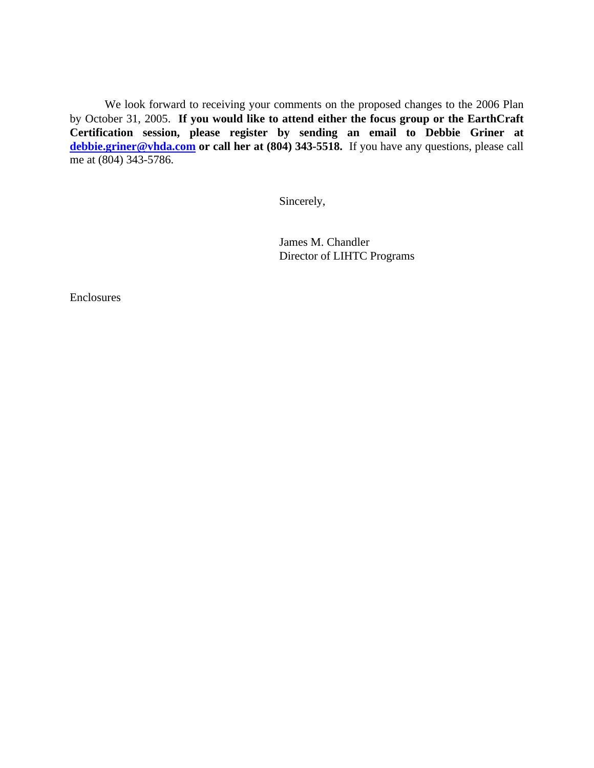We look forward to receiving your comments on the proposed changes to the 2006 Plan by October 31, 2005. **If you would like to attend either the focus group or the EarthCraft Certification session, please register by sending an email to Debbie Griner at [debbie.griner@vhda.com](mailto:debbie.griner@vhda.com) or call her at (804) 343-5518.** If you have any questions, please call me at (804) 343-5786.

Sincerely,

James M. Chandler
Director of LIHTC Programs

Enclosures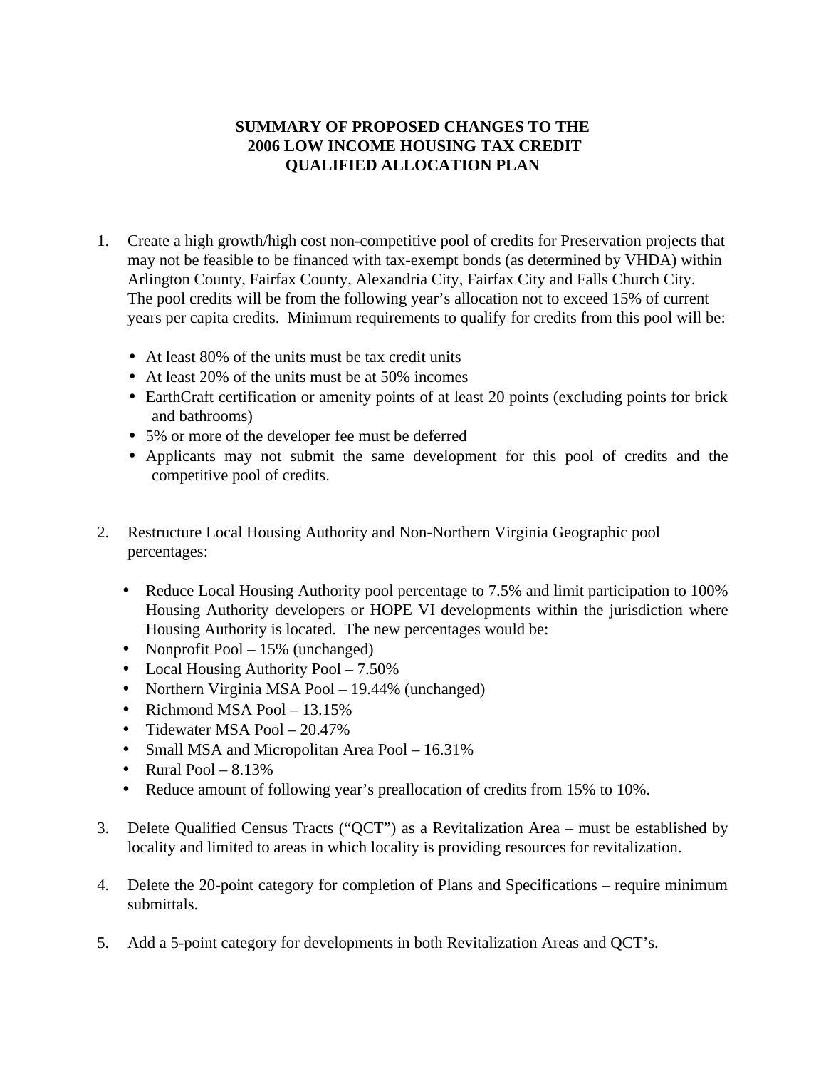# SUMMARY OF PROPOSED CHANGES TO THE 2006 LOW INCOME HOUSING TAX CREDIT QUALIFIED ALLOCATION PLAN

1. Create a high growth/high cost non-competitive pool of credits for Preservation projects that may not be feasible to be financed with tax-exempt bonds (as determined by VHDA) within Arlington County, Fairfax County, Alexandria City, Fairfax City and Falls Church City. The pool credits will be from the following year's allocation not to exceed 15% of current years per capita credits. Minimum requirements to qualify for credits from this pool will be:

   - At least 80% of the units must be tax credit units
   - At least 20% of the units must be at 50% incomes
   - EarthCraft certification or amenity points of at least 20 points (excluding points for brick and bathrooms)
   - 5% or more of the developer fee must be deferred
   - Applicants may not submit the same development for this pool of credits and the competitive pool of credits.

2. Restructure Local Housing Authority and Non-Northern Virginia Geographic pool percentages:

   - Reduce Local Housing Authority pool percentage to 7.5% and limit participation to 100% Housing Authority developers or HOPE VI developments within the jurisdiction where Housing Authority is located. The new percentages would be:
   - Nonprofit Pool – 15% (unchanged)
   - Local Housing Authority Pool – 7.50%
   - Northern Virginia MSA Pool – 19.44% (unchanged)
   - Richmond MSA Pool – 13.15%
   - Tidewater MSA Pool – 20.47%
   - Small MSA and Micropolitan Area Pool – 16.31%
   - Rural Pool – 8.13%
   - Reduce amount of following year's preallocation of credits from 15% to 10%.

3. Delete Qualified Census Tracts ("QCT") as a Revitalization Area – must be established by locality and limited to areas in which locality is providing resources for revitalization.

4. Delete the 20-point category for completion of Plans and Specifications – require minimum submittals.

5. Add a 5-point category for developments in both Revitalization Areas and QCT's.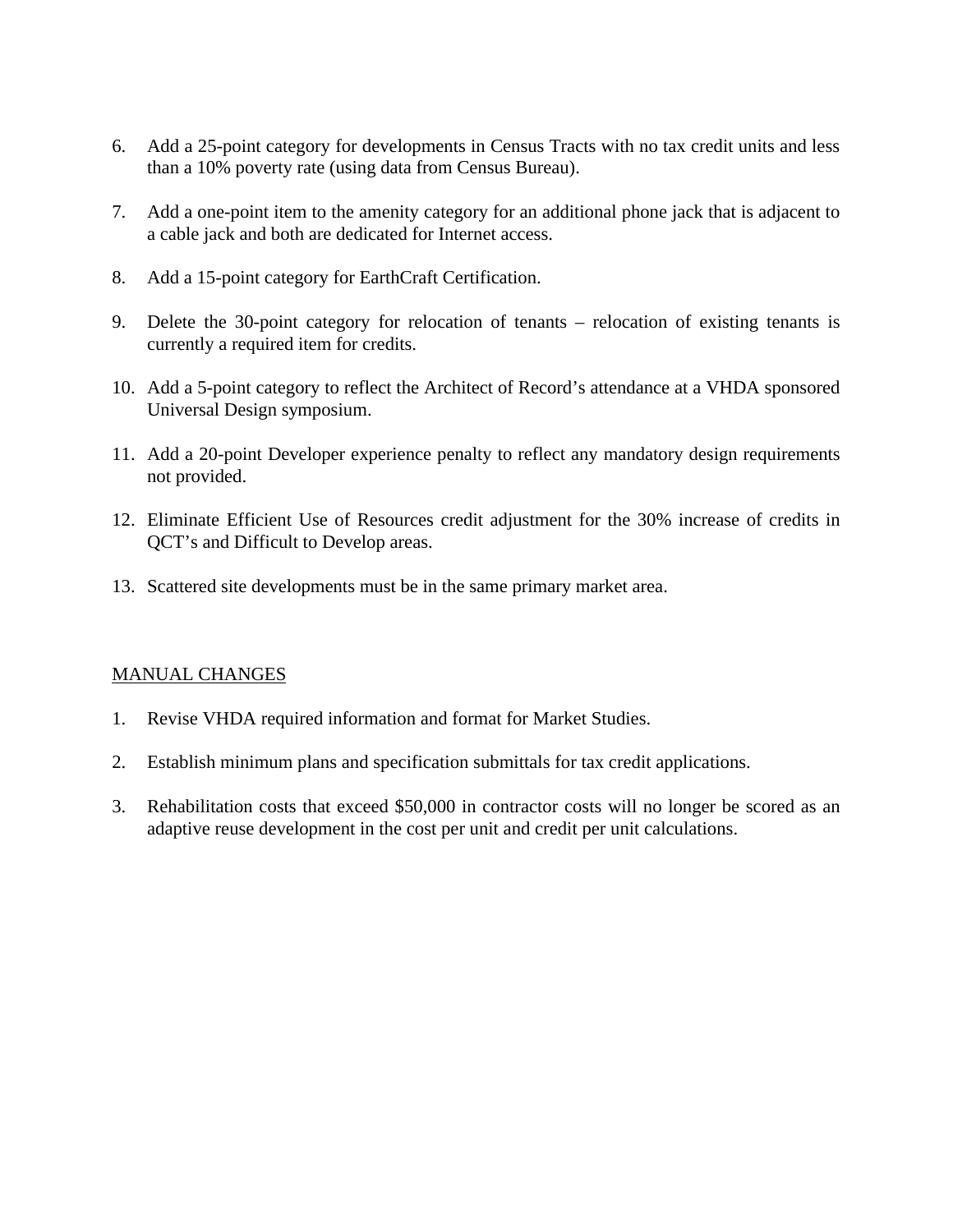6. Add a 25-point category for developments in Census Tracts with no tax credit units and less than a 10% poverty rate (using data from Census Bureau).

7. Add a one-point item to the amenity category for an additional phone jack that is adjacent to a cable jack and both are dedicated for Internet access.

8. Add a 15-point category for EarthCraft Certification.

9. Delete the 30-point category for relocation of tenants – relocation of existing tenants is currently a required item for credits.

10. Add a 5-point category to reflect the Architect of Record's attendance at a VHDA sponsored Universal Design symposium.

11. Add a 20-point Developer experience penalty to reflect any mandatory design requirements not provided.

12. Eliminate Efficient Use of Resources credit adjustment for the 30% increase of credits in QCT's and Difficult to Develop areas.

13. Scattered site developments must be in the same primary market area.

<u>MANUAL CHANGES</u>

1. Revise VHDA required information and format for Market Studies.

2. Establish minimum plans and specification submittals for tax credit applications.

3. Rehabilitation costs that exceed $50,000 in contractor costs will no longer be scored as an adaptive reuse development in the cost per unit and credit per unit calculations.